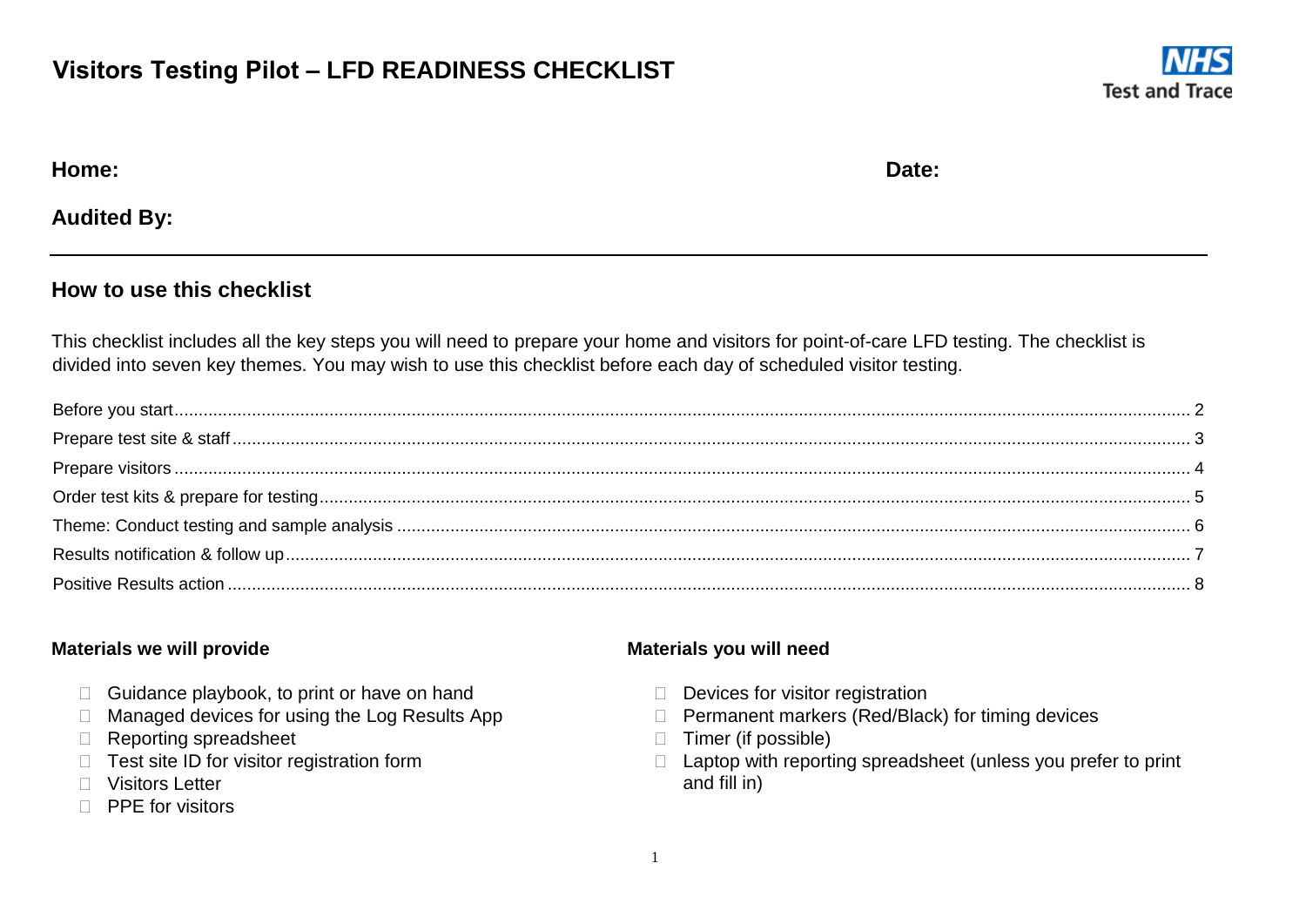# Visitors Testing Pilot – LFD READINESS CHECKLIST

NHS Test and Trace

**Home:** **Date:**

**Audited By:**

---

## How to use this checklist

This checklist includes all the key steps you will need to prepare your home and visitors for point-of-care LFD testing. The checklist is divided into seven key themes. You may wish to use this checklist before each day of scheduled visitor testing.

- Before you start .......... 2
- Prepare test site & staff .......... 3
- Prepare visitors .......... 4
- Order test kits & prepare for testing .......... 5
- Theme: Conduct testing and sample analysis .......... 6
- Results notification & follow up .......... 7
- Positive Results action .......... 8

### Materials we will provide

- ☐ Guidance playbook, to print or have on hand
- ☐ Managed devices for using the Log Results App
- ☐ Reporting spreadsheet
- ☐ Test site ID for visitor registration form
- ☐ Visitors Letter
- ☐ PPE for visitors

### Materials you will need

- ☐ Devices for visitor registration
- ☐ Permanent markers (Red/Black) for timing devices
- ☐ Timer (if possible)
- ☐ Laptop with reporting spreadsheet (unless you prefer to print and fill in)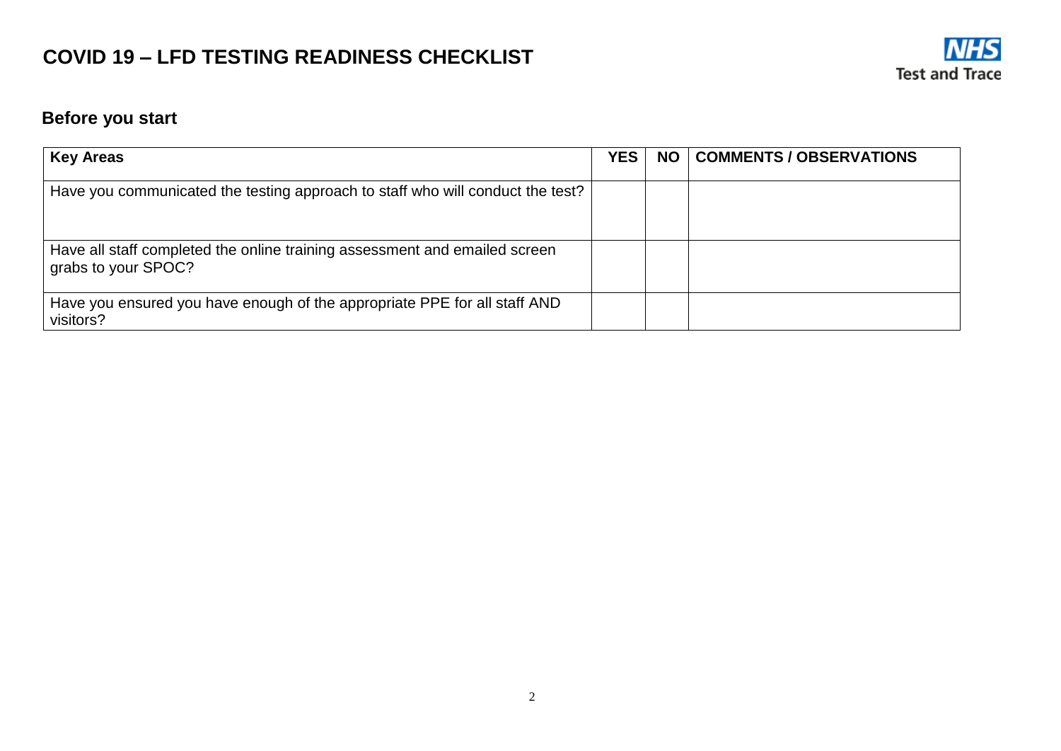# COVID 19 – LFD TESTING READINESS CHECKLIST

NHS Test and Trace

## Before you start

| Key Areas | YES | NO | COMMENTS / OBSERVATIONS |
|---|---|---|---|
| Have you communicated the testing approach to staff who will conduct the test? | | | |
| Have all staff completed the online training assessment and emailed screen grabs to your SPOC? | | | |
| Have you ensured you have enough of the appropriate PPE for all staff AND visitors? | | | |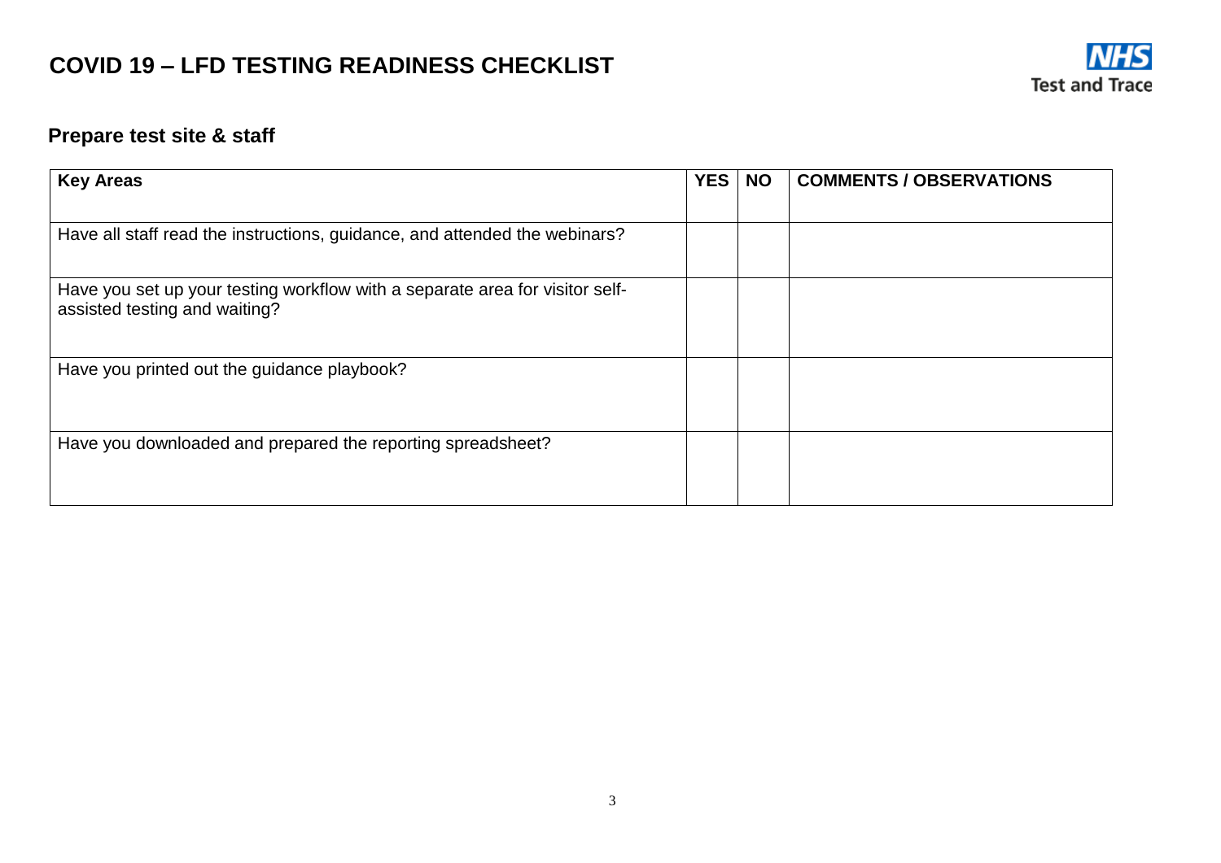# COVID 19 – LFD TESTING READINESS CHECKLIST

NHS Test and Trace

## Prepare test site & staff

| Key Areas | YES | NO | COMMENTS / OBSERVATIONS |
|---|---|---|---|
| Have all staff read the instructions, guidance, and attended the webinars? | | | |
| Have you set up your testing workflow with a separate area for visitor self-assisted testing and waiting? | | | |
| Have you printed out the guidance playbook? | | | |
| Have you downloaded and prepared the reporting spreadsheet? | | | |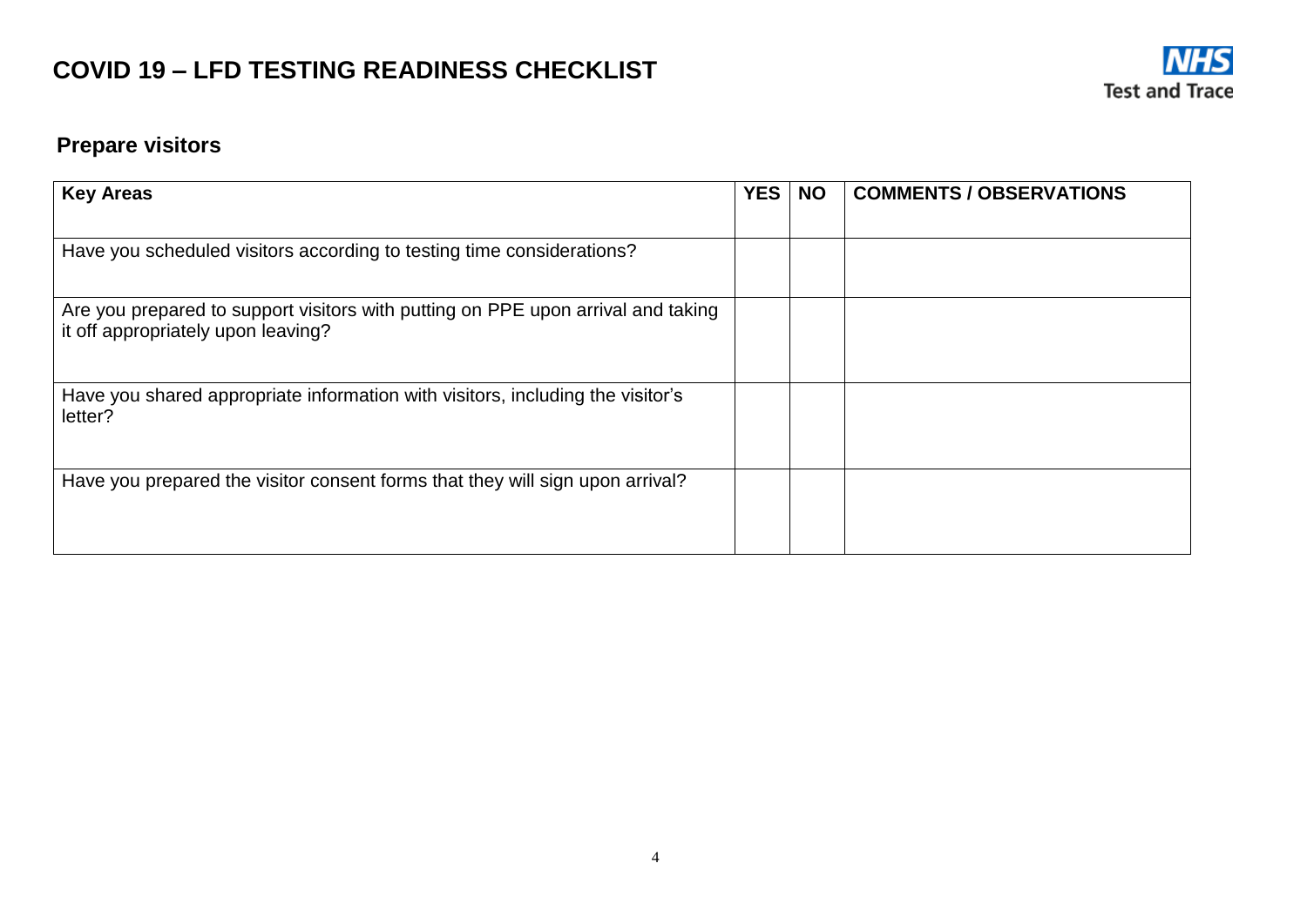# COVID 19 – LFD TESTING READINESS CHECKLIST

NHS Test and Trace

## Prepare visitors

| Key Areas | YES | NO | COMMENTS / OBSERVATIONS |
|---|---|---|---|
| Have you scheduled visitors according to testing time considerations? | | | |
| Are you prepared to support visitors with putting on PPE upon arrival and taking it off appropriately upon leaving? | | | |
| Have you shared appropriate information with visitors, including the visitor's letter? | | | |
| Have you prepared the visitor consent forms that they will sign upon arrival? | | | |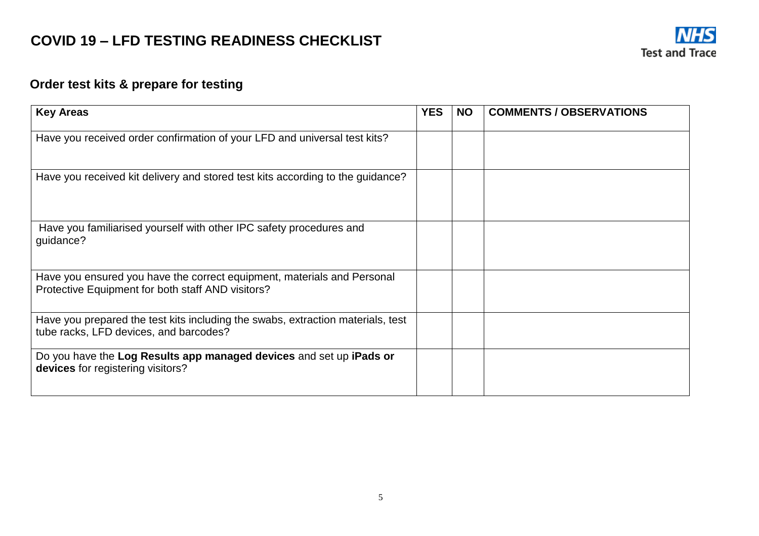# COVID 19 – LFD TESTING READINESS CHECKLIST

NHS Test and Trace

## Order test kits & prepare for testing

| Key Areas | YES | NO | COMMENTS / OBSERVATIONS |
|---|---|---|---|
| Have you received order confirmation of your LFD and universal test kits? | | | |
| Have you received kit delivery and stored test kits according to the guidance? | | | |
| Have you familiarised yourself with other IPC safety procedures and guidance? | | | |
| Have you ensured you have the correct equipment, materials and Personal Protective Equipment for both staff AND visitors? | | | |
| Have you prepared the test kits including the swabs, extraction materials, test tube racks, LFD devices, and barcodes? | | | |
| Do you have the **Log Results app managed devices** and set up **iPads or devices** for registering visitors? | | | |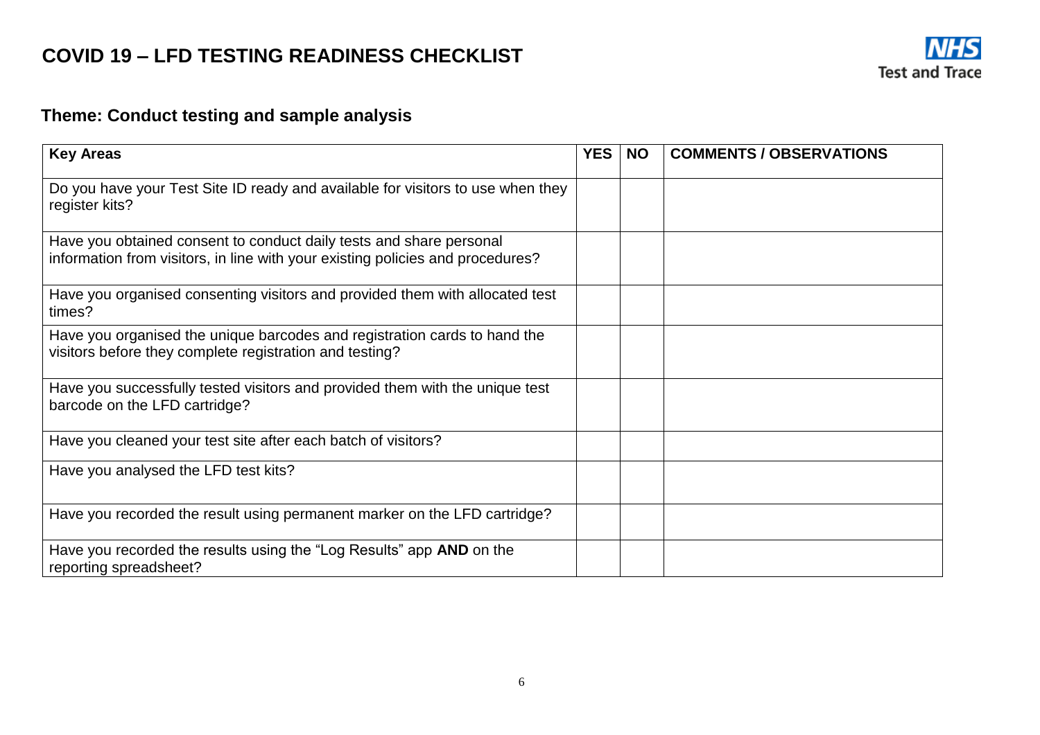# COVID 19 – LFD TESTING READINESS CHECKLIST

NHS Test and Trace

## Theme: Conduct testing and sample analysis

| Key Areas | YES | NO | COMMENTS / OBSERVATIONS |
|---|---|---|---|
| Do you have your Test Site ID ready and available for visitors to use when they register kits? | | | |
| Have you obtained consent to conduct daily tests and share personal information from visitors, in line with your existing policies and procedures? | | | |
| Have you organised consenting visitors and provided them with allocated test times? | | | |
| Have you organised the unique barcodes and registration cards to hand the visitors before they complete registration and testing? | | | |
| Have you successfully tested visitors and provided them with the unique test barcode on the LFD cartridge? | | | |
| Have you cleaned your test site after each batch of visitors? | | | |
| Have you analysed the LFD test kits? | | | |
| Have you recorded the result using permanent marker on the LFD cartridge? | | | |
| Have you recorded the results using the "Log Results" app **AND** on the reporting spreadsheet? | | | |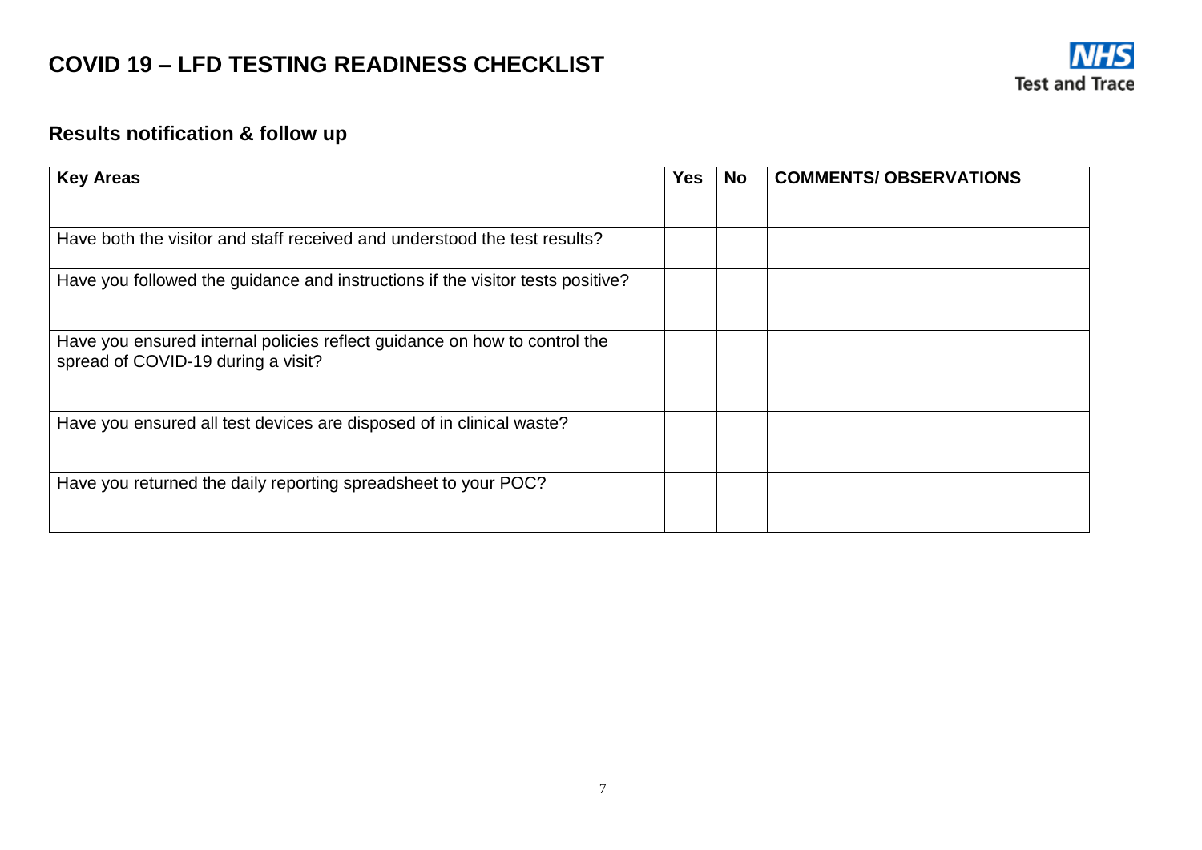# COVID 19 – LFD TESTING READINESS CHECKLIST

NHS Test and Trace

## Results notification & follow up

| Key Areas | Yes | No | COMMENTS/ OBSERVATIONS |
|---|---|---|---|
| Have both the visitor and staff received and understood the test results? | | | |
| Have you followed the guidance and instructions if the visitor tests positive? | | | |
| Have you ensured internal policies reflect guidance on how to control the spread of COVID-19 during a visit? | | | |
| Have you ensured all test devices are disposed of in clinical waste? | | | |
| Have you returned the daily reporting spreadsheet to your POC? | | | |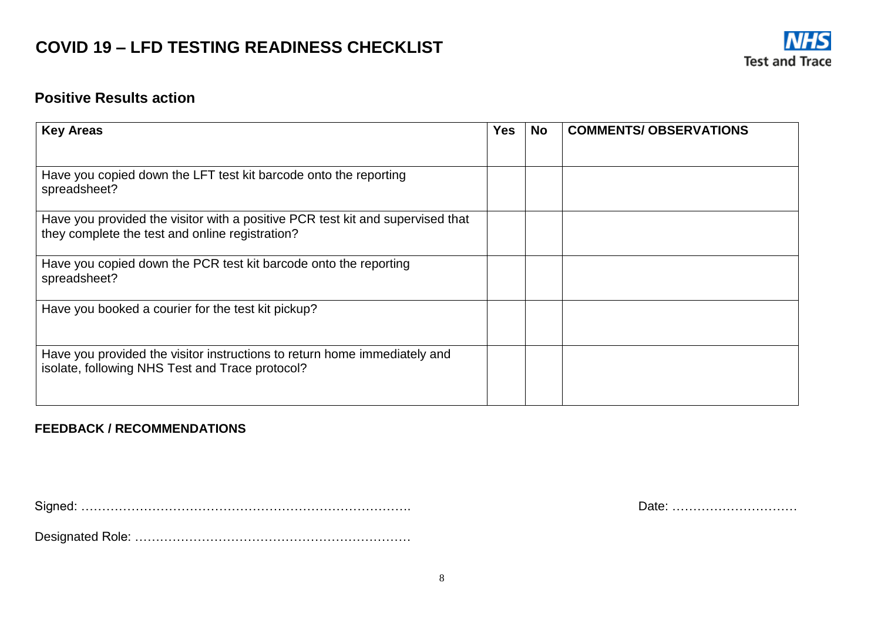# COVID 19 – LFD TESTING READINESS CHECKLIST

NHS Test and Trace

## Positive Results action

| Key Areas | Yes | No | COMMENTS/ OBSERVATIONS |
|---|---|---|---|
| Have you copied down the LFT test kit barcode onto the reporting spreadsheet? | | | |
| Have you provided the visitor with a positive PCR test kit and supervised that they complete the test and online registration? | | | |
| Have you copied down the PCR test kit barcode onto the reporting spreadsheet? | | | |
| Have you booked a courier for the test kit pickup? | | | |
| Have you provided the visitor instructions to return home immediately and isolate, following NHS Test and Trace protocol? | | | |

**FEEDBACK / RECOMMENDATIONS**

Signed: …………………………………………………………………….

Date: …………………………

Designated Role: …………………………………………………………